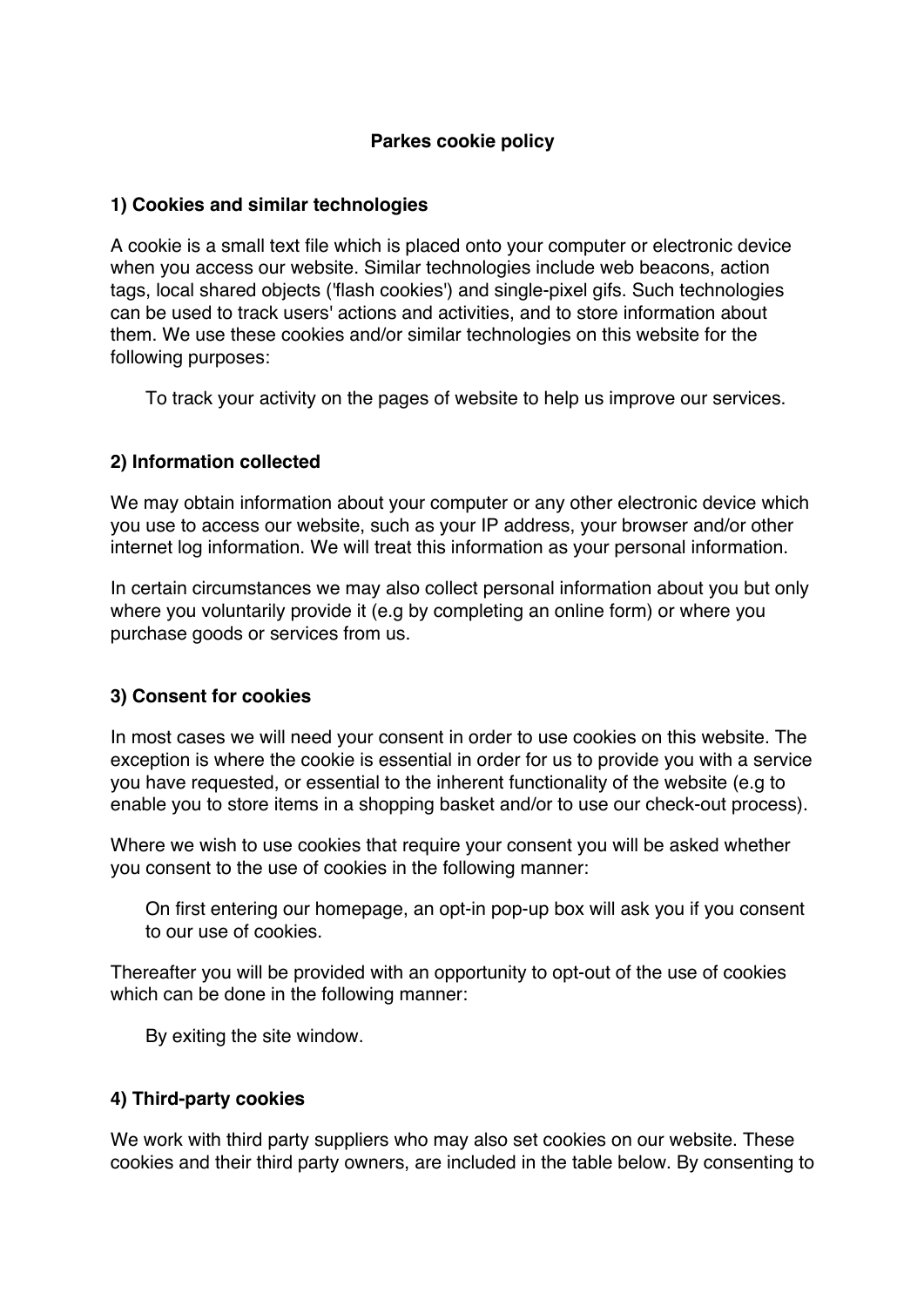# Parkes cookie policy

## 1) Cookies and similar technologies

A cookie is a small text file which is placed onto your computer or electronic device when you access our website. Similar technologies include web beacons, action tags, local shared objects ('flash cookies') and single-pixel gifs. Such technologies can be used to track users' actions and activities, and to store information about them. We use these cookies and/or similar technologies on this website for the following purposes:

> To track your activity on the pages of website to help us improve our services.

## 2) Information collected

We may obtain information about your computer or any other electronic device which you use to access our website, such as your IP address, your browser and/or other internet log information. We will treat this information as your personal information.

In certain circumstances we may also collect personal information about you but only where you voluntarily provide it (e.g by completing an online form) or where you purchase goods or services from us.

## 3) Consent for cookies

In most cases we will need your consent in order to use cookies on this website. The exception is where the cookie is essential in order for us to provide you with a service you have requested, or essential to the inherent functionality of the website (e.g to enable you to store items in a shopping basket and/or to use our check-out process).

Where we wish to use cookies that require your consent you will be asked whether you consent to the use of cookies in the following manner:

> On first entering our homepage, an opt-in pop-up box will ask you if you consent to our use of cookies.

Thereafter you will be provided with an opportunity to opt-out of the use of cookies which can be done in the following manner:

> By exiting the site window.

## 4) Third-party cookies

We work with third party suppliers who may also set cookies on our website. These cookies and their third party owners, are included in the table below. By consenting to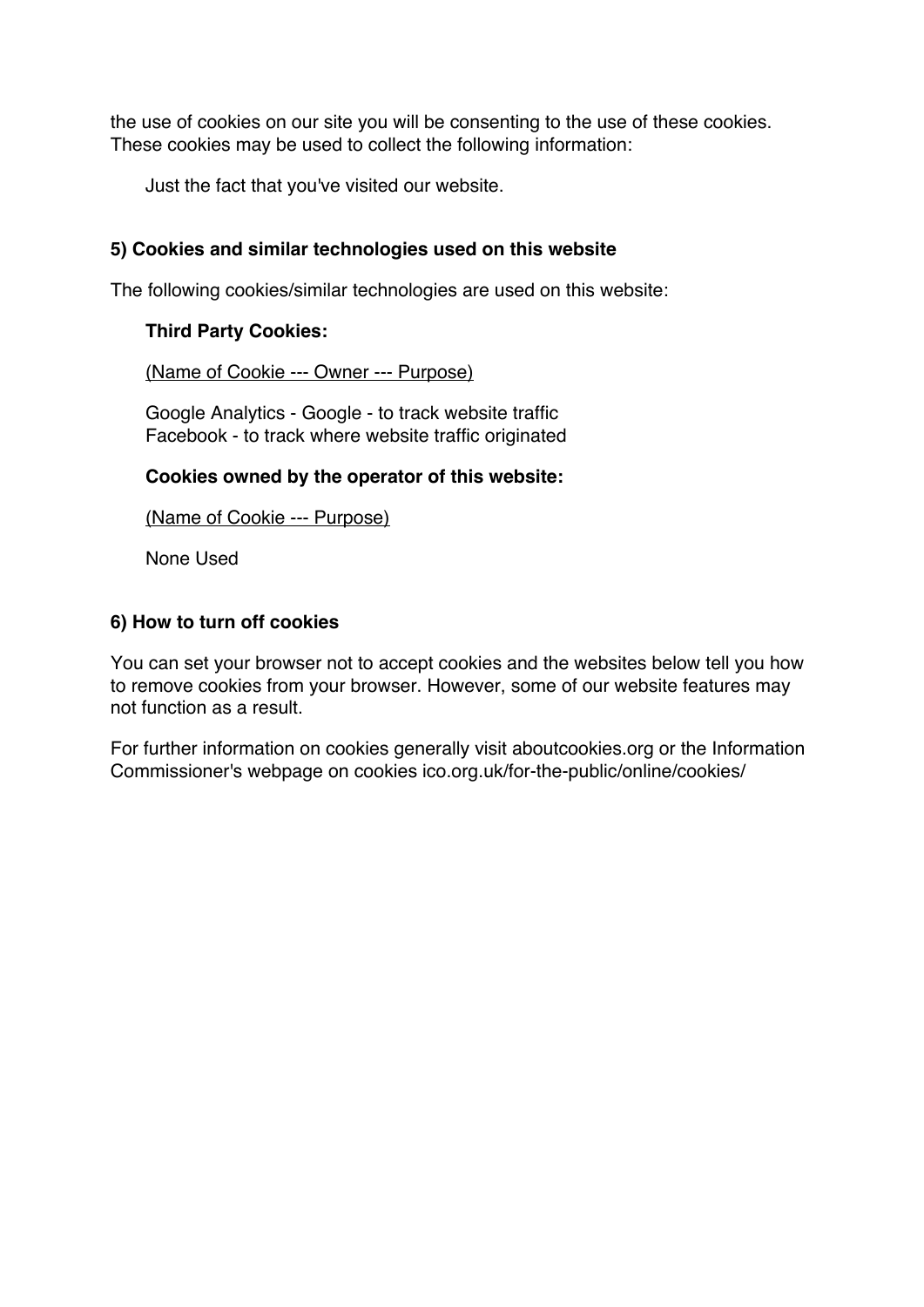the use of cookies on our site you will be consenting to the use of these cookies. These cookies may be used to collect the following information:

Just the fact that you've visited our website.

## 5) Cookies and similar technologies used on this website

The following cookies/similar technologies are used on this website:

**Third Party Cookies:**

(Name of Cookie --- Owner --- Purpose)

Google Analytics - Google - to track website traffic
Facebook - to track where website traffic originated

**Cookies owned by the operator of this website:**

(Name of Cookie --- Purpose)

None Used

## 6) How to turn off cookies

You can set your browser not to accept cookies and the websites below tell you how to remove cookies from your browser. However, some of our website features may not function as a result.

For further information on cookies generally visit aboutcookies.org or the Information Commissioner's webpage on cookies ico.org.uk/for-the-public/online/cookies/